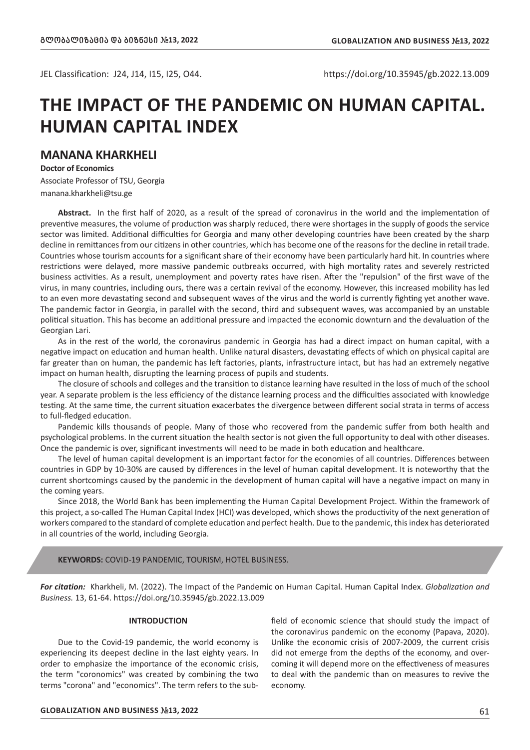JEL Classification: J24, J14, I15, I25, O44.

https://doi.org/10.35945/gb.2022.13.009

# THE IMPACT OF THE PANDEMIC ON HUMAN CAPITAL. HUMAN CAPITAL INDEX

## MANANA KHARKHELI

**Doctor of Economics**

Associate Professor of TSU, Georgia

manana.kharkheli@tsu.ge

**Abstract.** In the first half of 2020, as a result of the spread of coronavirus in the world and the implementation of preventive measures, the volume of production was sharply reduced, there were shortages in the supply of goods the service sector was limited. Additional difficulties for Georgia and many other developing countries have been created by the sharp decline in remittances from our citizens in other countries, which has become one of the reasons for the decline in retail trade. Countries whose tourism accounts for a significant share of their economy have been particularly hard hit. In countries where restrictions were delayed, more massive pandemic outbreaks occurred, with high mortality rates and severely restricted business activities. As a result, unemployment and poverty rates have risen. After the "repulsion" of the first wave of the virus, in many countries, including ours, there was a certain revival of the economy. However, this increased mobility has led to an even more devastating second and subsequent waves of the virus and the world is currently fighting yet another wave. The pandemic factor in Georgia, in parallel with the second, third and subsequent waves, was accompanied by an unstable political situation. This has become an additional pressure and impacted the economic downturn and the devaluation of the Georgian Lari.

As in the rest of the world, the coronavirus pandemic in Georgia has had a direct impact on human capital, with a negative impact on education and human health. Unlike natural disasters, devastating effects of which on physical capital are far greater than on human, the pandemic has left factories, plants, infrastructure intact, but has had an extremely negative impact on human health, disrupting the learning process of pupils and students.

The closure of schools and colleges and the transition to distance learning have resulted in the loss of much of the school year. A separate problem is the less efficiency of the distance learning process and the difficulties associated with knowledge testing. At the same time, the current situation exacerbates the divergence between different social strata in terms of access to full-fledged education.

Pandemic kills thousands of people. Many of those who recovered from the pandemic suffer from both health and psychological problems. In the current situation the health sector is not given the full opportunity to deal with other diseases. Once the pandemic is over, significant investments will need to be made in both education and healthcare.

The level of human capital development is an important factor for the economies of all countries. Differences between countries in GDP by 10-30% are caused by differences in the level of human capital development. It is noteworthy that the current shortcomings caused by the pandemic in the development of human capital will have a negative impact on many in the coming years.

Since 2018, the World Bank has been implementing the Human Capital Development Project. Within the framework of this project, a so-called The Human Capital Index (HCI) was developed, which shows the productivity of the next generation of workers compared to the standard of complete education and perfect health. Due to the pandemic, this index has deteriorated in all countries of the world, including Georgia.

**KEYWORDS:** COVID-19 PANDEMIC, TOURISM, HOTEL BUSINESS.

***For citation:*** Kharkheli, M. (2022). The Impact of the Pandemic on Human Capital. Human Capital Index. *Globalization and Business.* 13, 61-64. https://doi.org/10.35945/gb.2022.13.009

#### INTRODUCTION

Due to the Covid-19 pandemic, the world economy is experiencing its deepest decline in the last eighty years. In order to emphasize the importance of the economic crisis, the term "coronomics" was created by combining the two terms "corona" and "economics". The term refers to the sub-field of economic science that should study the impact of the coronavirus pandemic on the economy (Papava, 2020). Unlike the economic crisis of 2007-2009, the current crisis did not emerge from the depths of the economy, and overcoming it will depend more on the effectiveness of measures to deal with the pandemic than on measures to revive the economy.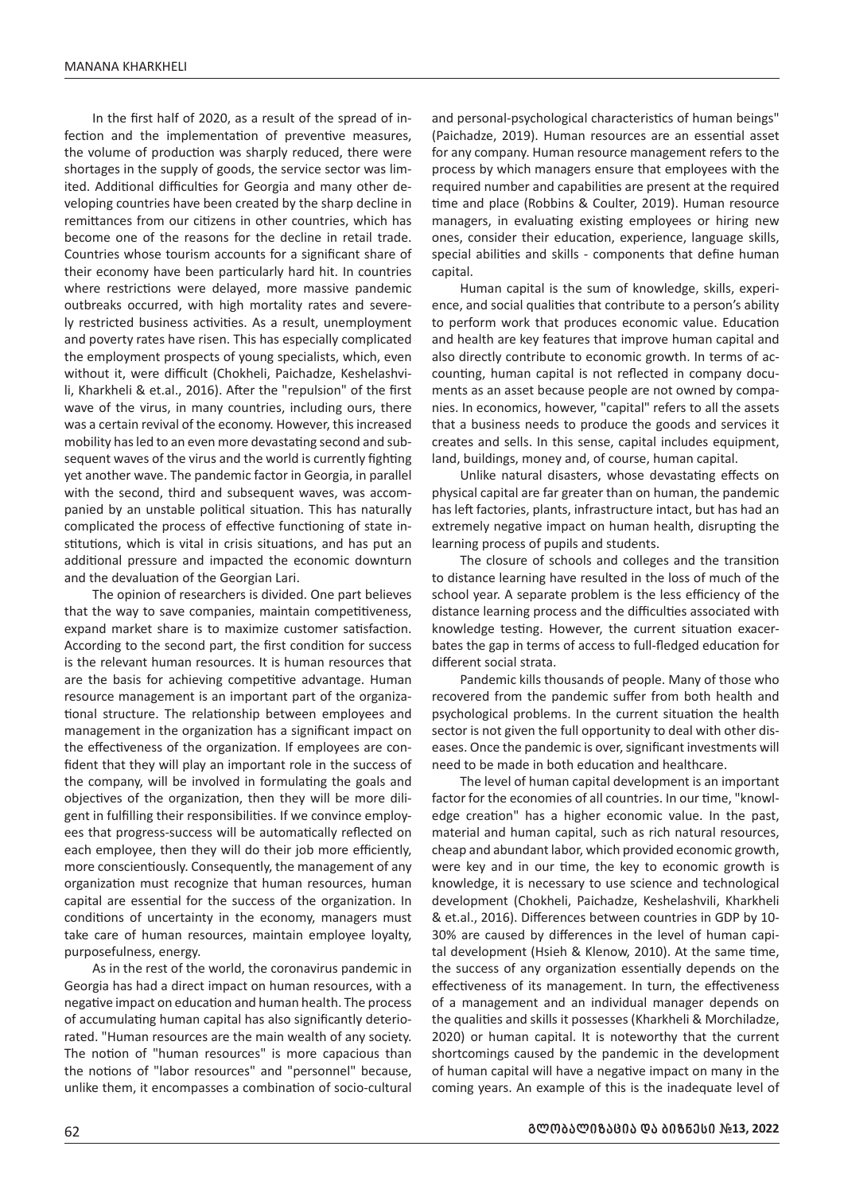In the first half of 2020, as a result of the spread of infection and the implementation of preventive measures, the volume of production was sharply reduced, there were shortages in the supply of goods, the service sector was limited. Additional difficulties for Georgia and many other developing countries have been created by the sharp decline in remittances from our citizens in other countries, which has become one of the reasons for the decline in retail trade. Countries whose tourism accounts for a significant share of their economy have been particularly hard hit. In countries where restrictions were delayed, more massive pandemic outbreaks occurred, with high mortality rates and severely restricted business activities. As a result, unemployment and poverty rates have risen. This has especially complicated the employment prospects of young specialists, which, even without it, were difficult (Chokheli, Paichadze, Keshelashvili, Kharkheli & et.al., 2016). After the "repulsion" of the first wave of the virus, in many countries, including ours, there was a certain revival of the economy. However, this increased mobility has led to an even more devastating second and subsequent waves of the virus and the world is currently fighting yet another wave. The pandemic factor in Georgia, in parallel with the second, third and subsequent waves, was accompanied by an unstable political situation. This has naturally complicated the process of effective functioning of state institutions, which is vital in crisis situations, and has put an additional pressure and impacted the economic downturn and the devaluation of the Georgian Lari.

The opinion of researchers is divided. One part believes that the way to save companies, maintain competitiveness, expand market share is to maximize customer satisfaction. According to the second part, the first condition for success is the relevant human resources. It is human resources that are the basis for achieving competitive advantage. Human resource management is an important part of the organizational structure. The relationship between employees and management in the organization has a significant impact on the effectiveness of the organization. If employees are confident that they will play an important role in the success of the company, will be involved in formulating the goals and objectives of the organization, then they will be more diligent in fulfilling their responsibilities. If we convince employees that progress-success will be automatically reflected on each employee, then they will do their job more efficiently, more conscientiously. Consequently, the management of any organization must recognize that human resources, human capital are essential for the success of the organization. In conditions of uncertainty in the economy, managers must take care of human resources, maintain employee loyalty, purposefulness, energy.

As in the rest of the world, the coronavirus pandemic in Georgia has had a direct impact on human resources, with a negative impact on education and human health. The process of accumulating human capital has also significantly deteriorated. "Human resources are the main wealth of any society. The notion of "human resources" is more capacious than the notions of "labor resources" and "personnel" because, unlike them, it encompasses a combination of socio-cultural and personal-psychological characteristics of human beings" (Paichadze, 2019). Human resources are an essential asset for any company. Human resource management refers to the process by which managers ensure that employees with the required number and capabilities are present at the required time and place (Robbins & Coulter, 2019). Human resource managers, in evaluating existing employees or hiring new ones, consider their education, experience, language skills, special abilities and skills - components that define human capital.

Human capital is the sum of knowledge, skills, experience, and social qualities that contribute to a person's ability to perform work that produces economic value. Education and health are key features that improve human capital and also directly contribute to economic growth. In terms of accounting, human capital is not reflected in company documents as an asset because people are not owned by companies. In economics, however, "capital" refers to all the assets that a business needs to produce the goods and services it creates and sells. In this sense, capital includes equipment, land, buildings, money and, of course, human capital.

Unlike natural disasters, whose devastating effects on physical capital are far greater than on human, the pandemic has left factories, plants, infrastructure intact, but has had an extremely negative impact on human health, disrupting the learning process of pupils and students.

The closure of schools and colleges and the transition to distance learning have resulted in the loss of much of the school year. A separate problem is the less efficiency of the distance learning process and the difficulties associated with knowledge testing. However, the current situation exacerbates the gap in terms of access to full-fledged education for different social strata.

Pandemic kills thousands of people. Many of those who recovered from the pandemic suffer from both health and psychological problems. In the current situation the health sector is not given the full opportunity to deal with other diseases. Once the pandemic is over, significant investments will need to be made in both education and healthcare.

The level of human capital development is an important factor for the economies of all countries. In our time, "knowledge creation" has a higher economic value. In the past, material and human capital, such as rich natural resources, cheap and abundant labor, which provided economic growth, were key and in our time, the key to economic growth is knowledge, it is necessary to use science and technological development (Chokheli, Paichadze, Keshelashvili, Kharkheli & et.al., 2016). Differences between countries in GDP by 10-30% are caused by differences in the level of human capital development (Hsieh & Klenow, 2010). At the same time, the success of any organization essentially depends on the effectiveness of its management. In turn, the effectiveness of a management and an individual manager depends on the qualities and skills it possesses (Kharkheli & Morchiladze, 2020) or human capital. It is noteworthy that the current shortcomings caused by the pandemic in the development of human capital will have a negative impact on many in the coming years. An example of this is the inadequate level of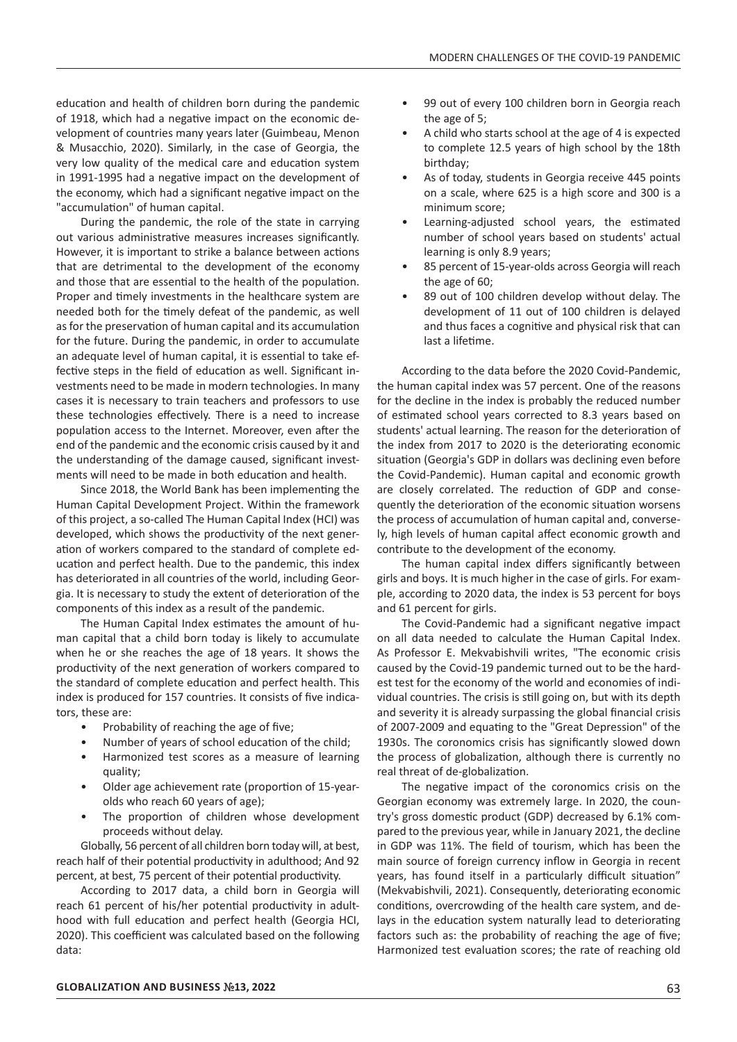education and health of children born during the pandemic of 1918, which had a negative impact on the economic development of countries many years later (Guimbeau, Menon & Musacchio, 2020). Similarly, in the case of Georgia, the very low quality of the medical care and education system in 1991-1995 had a negative impact on the development of the economy, which had a significant negative impact on the "accumulation" of human capital.

During the pandemic, the role of the state in carrying out various administrative measures increases significantly. However, it is important to strike a balance between actions that are detrimental to the development of the economy and those that are essential to the health of the population. Proper and timely investments in the healthcare system are needed both for the timely defeat of the pandemic, as well as for the preservation of human capital and its accumulation for the future. During the pandemic, in order to accumulate an adequate level of human capital, it is essential to take effective steps in the field of education as well. Significant investments need to be made in modern technologies. In many cases it is necessary to train teachers and professors to use these technologies effectively. There is a need to increase population access to the Internet. Moreover, even after the end of the pandemic and the economic crisis caused by it and the understanding of the damage caused, significant investments will need to be made in both education and health.

Since 2018, the World Bank has been implementing the Human Capital Development Project. Within the framework of this project, a so-called The Human Capital Index (HCI) was developed, which shows the productivity of the next generation of workers compared to the standard of complete education and perfect health. Due to the pandemic, this index has deteriorated in all countries of the world, including Georgia. It is necessary to study the extent of deterioration of the components of this index as a result of the pandemic.

The Human Capital Index estimates the amount of human capital that a child born today is likely to accumulate when he or she reaches the age of 18 years. It shows the productivity of the next generation of workers compared to the standard of complete education and perfect health. This index is produced for 157 countries. It consists of five indicators, these are:

- Probability of reaching the age of five;
- Number of years of school education of the child;
- Harmonized test scores as a measure of learning quality;
- Older age achievement rate (proportion of 15-year-olds who reach 60 years of age);
- The proportion of children whose development proceeds without delay.

Globally, 56 percent of all children born today will, at best, reach half of their potential productivity in adulthood; And 92 percent, at best, 75 percent of their potential productivity.

According to 2017 data, a child born in Georgia will reach 61 percent of his/her potential productivity in adulthood with full education and perfect health (Georgia HCI, 2020). This coefficient was calculated based on the following data:

- 99 out of every 100 children born in Georgia reach the age of 5;
- A child who starts school at the age of 4 is expected to complete 12.5 years of high school by the 18th birthday;
- As of today, students in Georgia receive 445 points on a scale, where 625 is a high score and 300 is a minimum score;
- Learning-adjusted school years, the estimated number of school years based on students' actual learning is only 8.9 years;
- 85 percent of 15-year-olds across Georgia will reach the age of 60;
- 89 out of 100 children develop without delay. The development of 11 out of 100 children is delayed and thus faces a cognitive and physical risk that can last a lifetime.

According to the data before the 2020 Covid-Pandemic, the human capital index was 57 percent. One of the reasons for the decline in the index is probably the reduced number of estimated school years corrected to 8.3 years based on students' actual learning. The reason for the deterioration of the index from 2017 to 2020 is the deteriorating economic situation (Georgia's GDP in dollars was declining even before the Covid-Pandemic). Human capital and economic growth are closely correlated. The reduction of GDP and consequently the deterioration of the economic situation worsens the process of accumulation of human capital and, conversely, high levels of human capital affect economic growth and contribute to the development of the economy.

The human capital index differs significantly between girls and boys. It is much higher in the case of girls. For example, according to 2020 data, the index is 53 percent for boys and 61 percent for girls.

The Covid-Pandemic had a significant negative impact on all data needed to calculate the Human Capital Index. As Professor E. Mekvabishvili writes, "The economic crisis caused by the Covid-19 pandemic turned out to be the hardest test for the economy of the world and economies of individual countries. The crisis is still going on, but with its depth and severity it is already surpassing the global financial crisis of 2007-2009 and equating to the "Great Depression" of the 1930s. The coronomics crisis has significantly slowed down the process of globalization, although there is currently no real threat of de-globalization.

The negative impact of the coronomics crisis on the Georgian economy was extremely large. In 2020, the country's gross domestic product (GDP) decreased by 6.1% compared to the previous year, while in January 2021, the decline in GDP was 11%. The field of tourism, which has been the main source of foreign currency inflow in Georgia in recent years, has found itself in a particularly difficult situation" (Mekvabishvili, 2021). Consequently, deteriorating economic conditions, overcrowding of the health care system, and delays in the education system naturally lead to deteriorating factors such as: the probability of reaching the age of five; Harmonized test evaluation scores; the rate of reaching old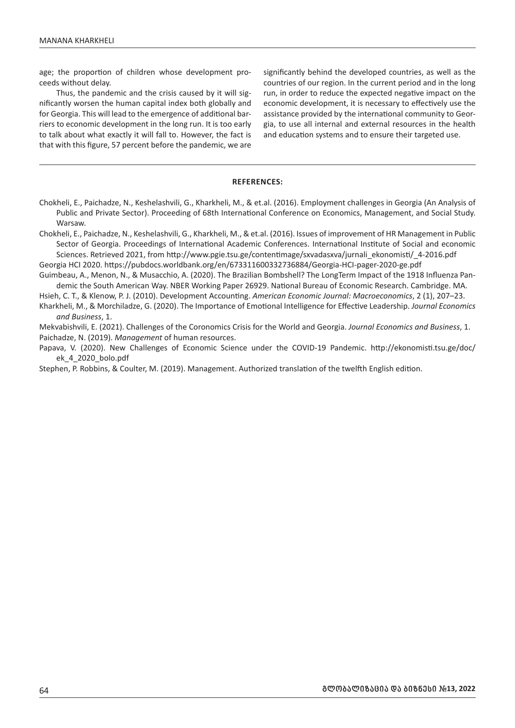age; the proportion of children whose development proceeds without delay.

Thus, the pandemic and the crisis caused by it will significantly worsen the human capital index both globally and for Georgia. This will lead to the emergence of additional barriers to economic development in the long run. It is too early to talk about what exactly it will fall to. However, the fact is that with this figure, 57 percent before the pandemic, we are significantly behind the developed countries, as well as the countries of our region. In the current period and in the long run, in order to reduce the expected negative impact on the economic development, it is necessary to effectively use the assistance provided by the international community to Georgia, to use all internal and external resources in the health and education systems and to ensure their targeted use.

**REFERENCES:**

Chokheli, E., Paichadze, N., Keshelashvili, G., Kharkheli, M., & et.al. (2016). Employment challenges in Georgia (An Analysis of Public and Private Sector). Proceeding of 68th International Conference on Economics, Management, and Social Study. Warsaw.

Chokheli, E., Paichadze, N., Keshelashvili, G., Kharkheli, M., & et.al. (2016). Issues of improvement of HR Management in Public Sector of Georgia. Proceedings of International Academic Conferences. International Institute of Social and economic Sciences. Retrieved 2021, from http://www.pgie.tsu.ge/contentimage/sxvadasxva/jurnali_ekonomisti/_4-2016.pdf

Georgia HCI 2020. https://pubdocs.worldbank.org/en/673311600332736884/Georgia-HCI-pager-2020-ge.pdf

Guimbeau, A., Menon, N., & Musacchio, A. (2020). The Brazilian Bombshell? The LongTerm Impact of the 1918 Influenza Pandemic the South American Way. NBER Working Paper 26929. National Bureau of Economic Research. Cambridge. MA.

Hsieh, C. T., & Klenow, P. J. (2010). Development Accounting. *American Economic Journal: Macroeconomics*, 2 (1), 207–23.

Kharkheli, M., & Morchiladze, G. (2020). The Importance of Emotional Intelligence for Effective Leadership. *Journal Economics and Business*, 1.

Mekvabishvili, E. (2021). Challenges of the Coronomics Crisis for the World and Georgia. *Journal Economics and Business*, 1.

Paichadze, N. (2019). *Management* of human resources.

Papava, V. (2020). New Challenges of Economic Science under the COVID-19 Pandemic. http://ekonomisti.tsu.ge/doc/ek_4_2020_bolo.pdf

Stephen, P. Robbins, & Coulter, M. (2019). Management. Authorized translation of the twelfth English edition.